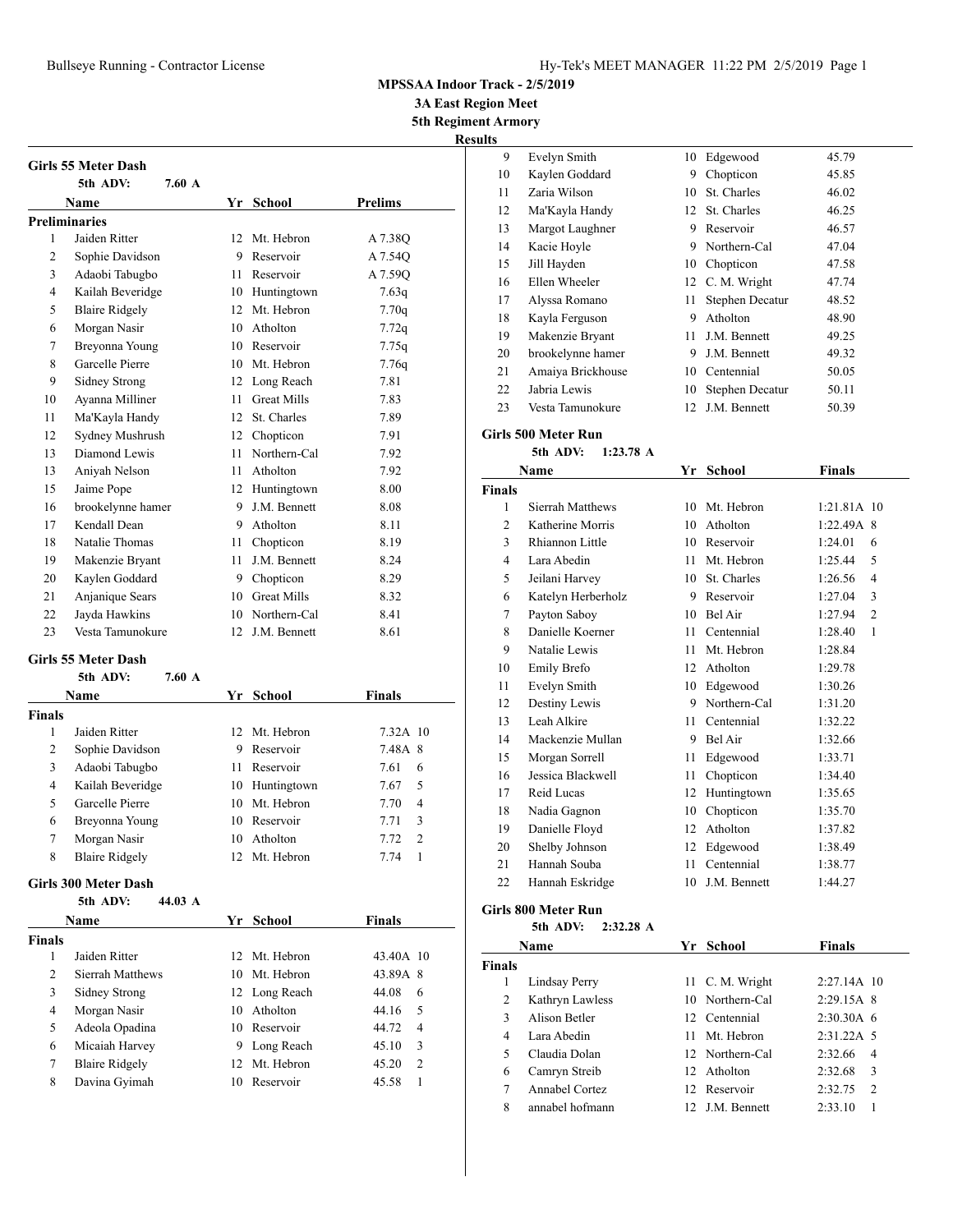**MPSSAA Indoor Track - 2/5/2019**

**3A East Region Meet**

**5th Regiment Armory**

**Results**

## Girls 55 Meter Dash

5th ADV: 7.60 A

**Preliminaries**

| | Name | Yr | School | Prelims |
|---|---|---|---|---|
| 1 | Jaiden Ritter | 12 | Mt. Hebron | A 7.38Q |
| 2 | Sophie Davidson | 9 | Reservoir | A 7.54Q |
| 3 | Adaobi Tabugbo | 11 | Reservoir | A 7.59Q |
| 4 | Kailah Beveridge | 10 | Huntingtown | 7.63q |
| 5 | Blaire Ridgely | 12 | Mt. Hebron | 7.70q |
| 6 | Morgan Nasir | 10 | Atholton | 7.72q |
| 7 | Breyonna Young | 10 | Reservoir | 7.75q |
| 8 | Garcelle Pierre | 10 | Mt. Hebron | 7.76q |
| 9 | Sidney Strong | 12 | Long Reach | 7.81 |
| 10 | Ayanna Milliner | 11 | Great Mills | 7.83 |
| 11 | Ma'Kayla Handy | 12 | St. Charles | 7.89 |
| 12 | Sydney Mushrush | 12 | Chopticon | 7.91 |
| 13 | Diamond Lewis | 11 | Northern-Cal | 7.92 |
| 13 | Aniyah Nelson | 11 | Atholton | 7.92 |
| 15 | Jaime Pope | 12 | Huntingtown | 8.00 |
| 16 | brookelynne hamer | 9 | J.M. Bennett | 8.08 |
| 17 | Kendall Dean | 9 | Atholton | 8.11 |
| 18 | Natalie Thomas | 11 | Chopticon | 8.19 |
| 19 | Makenzie Bryant | 11 | J.M. Bennett | 8.24 |
| 20 | Kaylen Goddard | 9 | Chopticon | 8.29 |
| 21 | Anjanique Sears | 10 | Great Mills | 8.32 |
| 22 | Jayda Hawkins | 10 | Northern-Cal | 8.41 |
| 23 | Vesta Tamunokure | 12 | J.M. Bennett | 8.61 |

## Girls 55 Meter Dash

5th ADV: 7.60 A

**Finals**

| | Name | Yr | School | Finals | |
|---|---|---|---|---|---|
| 1 | Jaiden Ritter | 12 | Mt. Hebron | 7.32A | 10 |
| 2 | Sophie Davidson | 9 | Reservoir | 7.48A | 8 |
| 3 | Adaobi Tabugbo | 11 | Reservoir | 7.61 | 6 |
| 4 | Kailah Beveridge | 10 | Huntingtown | 7.67 | 5 |
| 5 | Garcelle Pierre | 10 | Mt. Hebron | 7.70 | 4 |
| 6 | Breyonna Young | 10 | Reservoir | 7.71 | 3 |
| 7 | Morgan Nasir | 10 | Atholton | 7.72 | 2 |
| 8 | Blaire Ridgely | 12 | Mt. Hebron | 7.74 | 1 |

## Girls 300 Meter Dash

5th ADV: 44.03 A

**Finals**

| | Name | Yr | School | Finals | |
|---|---|---|---|---|---|
| 1 | Jaiden Ritter | 12 | Mt. Hebron | 43.40A | 10 |
| 2 | Sierrah Matthews | 10 | Mt. Hebron | 43.89A | 8 |
| 3 | Sidney Strong | 12 | Long Reach | 44.08 | 6 |
| 4 | Morgan Nasir | 10 | Atholton | 44.16 | 5 |
| 5 | Adeola Opadina | 10 | Reservoir | 44.72 | 4 |
| 6 | Micaiah Harvey | 9 | Long Reach | 45.10 | 3 |
| 7 | Blaire Ridgely | 12 | Mt. Hebron | 45.20 | 2 |
| 8 | Davina Gyimah | 10 | Reservoir | 45.58 | 1 |
| 9 | Evelyn Smith | 10 | Edgewood | 45.79 | |
| 10 | Kaylen Goddard | 9 | Chopticon | 45.85 | |
| 11 | Zaria Wilson | 10 | St. Charles | 46.02 | |
| 12 | Ma'Kayla Handy | 12 | St. Charles | 46.25 | |
| 13 | Margot Laughner | 9 | Reservoir | 46.57 | |
| 14 | Kacie Hoyle | 9 | Northern-Cal | 47.04 | |
| 15 | Jill Hayden | 10 | Chopticon | 47.58 | |
| 16 | Ellen Wheeler | 12 | C. M. Wright | 47.74 | |
| 17 | Alyssa Romano | 11 | Stephen Decatur | 48.52 | |
| 18 | Kayla Ferguson | 9 | Atholton | 48.90 | |
| 19 | Makenzie Bryant | 11 | J.M. Bennett | 49.25 | |
| 20 | brookelynne hamer | 9 | J.M. Bennett | 49.32 | |
| 21 | Amaiya Brickhouse | 10 | Centennial | 50.05 | |
| 22 | Jabria Lewis | 10 | Stephen Decatur | 50.11 | |
| 23 | Vesta Tamunokure | 12 | J.M. Bennett | 50.39 | |

## Girls 500 Meter Run

5th ADV: 1:23.78 A

**Finals**

| | Name | Yr | School | Finals | |
|---|---|---|---|---|---|
| 1 | Sierrah Matthews | 10 | Mt. Hebron | 1:21.81A | 10 |
| 2 | Katherine Morris | 10 | Atholton | 1:22.49A | 8 |
| 3 | Rhiannon Little | 10 | Reservoir | 1:24.01 | 6 |
| 4 | Lara Abedin | 11 | Mt. Hebron | 1:25.44 | 5 |
| 5 | Jeilani Harvey | 10 | St. Charles | 1:26.56 | 4 |
| 6 | Katelyn Herberholz | 9 | Reservoir | 1:27.04 | 3 |
| 7 | Payton Saboy | 10 | Bel Air | 1:27.94 | 2 |
| 8 | Danielle Koerner | 11 | Centennial | 1:28.40 | 1 |
| 9 | Natalie Lewis | 11 | Mt. Hebron | 1:28.84 | |
| 10 | Emily Brefo | 12 | Atholton | 1:29.78 | |
| 11 | Evelyn Smith | 10 | Edgewood | 1:30.26 | |
| 12 | Destiny Lewis | 9 | Northern-Cal | 1:31.20 | |
| 13 | Leah Alkire | 11 | Centennial | 1:32.22 | |
| 14 | Mackenzie Mullan | 9 | Bel Air | 1:32.66 | |
| 15 | Morgan Sorrell | 11 | Edgewood | 1:33.71 | |
| 16 | Jessica Blackwell | 11 | Chopticon | 1:34.40 | |
| 17 | Reid Lucas | 12 | Huntingtown | 1:35.65 | |
| 18 | Nadia Gagnon | 10 | Chopticon | 1:35.70 | |
| 19 | Danielle Floyd | 12 | Atholton | 1:37.82 | |
| 20 | Shelby Johnson | 12 | Edgewood | 1:38.49 | |
| 21 | Hannah Souba | 11 | Centennial | 1:38.77 | |
| 22 | Hannah Eskridge | 10 | J.M. Bennett | 1:44.27 | |

## Girls 800 Meter Run

5th ADV: 2:32.28 A

**Finals**

| | Name | Yr | School | Finals | |
|---|---|---|---|---|---|
| 1 | Lindsay Perry | 11 | C. M. Wright | 2:27.14A | 10 |
| 2 | Kathryn Lawless | 10 | Northern-Cal | 2:29.15A | 8 |
| 3 | Alison Betler | 12 | Centennial | 2:30.30A | 6 |
| 4 | Lara Abedin | 11 | Mt. Hebron | 2:31.22A | 5 |
| 5 | Claudia Dolan | 12 | Northern-Cal | 2:32.66 | 4 |
| 6 | Camryn Streib | 12 | Atholton | 2:32.68 | 3 |
| 7 | Annabel Cortez | 12 | Reservoir | 2:32.75 | 2 |
| 8 | annabel hofmann | 12 | J.M. Bennett | 2:33.10 | 1 |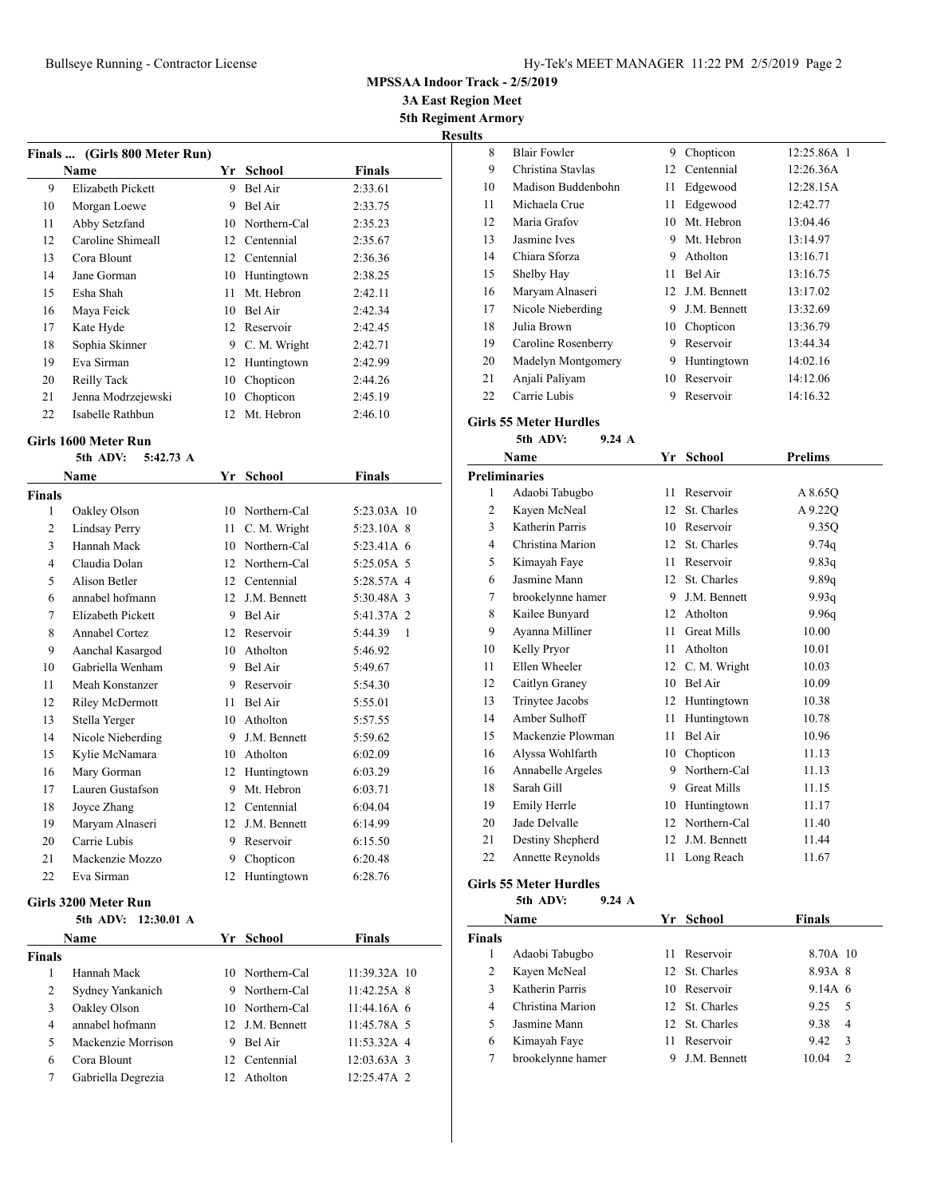## MPSSAA Indoor Track - 2/5/2019

### 3A East Region Meet

### 5th Regiment Armory

### Results

**Finals ... (Girls 800 Meter Run)**

| | Name | Yr | School | Finals |
|---|---|---|---|---|
| 9 | Elizabeth Pickett | 9 | Bel Air | 2:33.61 |
| 10 | Morgan Loewe | 9 | Bel Air | 2:33.75 |
| 11 | Abby Setzfand | 10 | Northern-Cal | 2:35.23 |
| 12 | Caroline Shimeall | 12 | Centennial | 2:35.67 |
| 13 | Cora Blount | 12 | Centennial | 2:36.36 |
| 14 | Jane Gorman | 10 | Huntingtown | 2:38.25 |
| 15 | Esha Shah | 11 | Mt. Hebron | 2:42.11 |
| 16 | Maya Feick | 10 | Bel Air | 2:42.34 |
| 17 | Kate Hyde | 12 | Reservoir | 2:42.45 |
| 18 | Sophia Skinner | 9 | C. M. Wright | 2:42.71 |
| 19 | Eva Sirman | 12 | Huntingtown | 2:42.99 |
| 20 | Reilly Tack | 10 | Chopticon | 2:44.26 |
| 21 | Jenna Modrzejewski | 10 | Chopticon | 2:45.19 |
| 22 | Isabelle Rathbun | 12 | Mt. Hebron | 2:46.10 |

**Girls 1600 Meter Run**

5th ADV: 5:42.73 A

| | Name | Yr | School | Finals | |
|---|---|---|---|---|---|
| **Finals** | | | | | |
| 1 | Oakley Olson | 10 | Northern-Cal | 5:23.03A | 10 |
| 2 | Lindsay Perry | 11 | C. M. Wright | 5:23.10A | 8 |
| 3 | Hannah Mack | 10 | Northern-Cal | 5:23.41A | 6 |
| 4 | Claudia Dolan | 12 | Northern-Cal | 5:25.05A | 5 |
| 5 | Alison Betler | 12 | Centennial | 5:28.57A | 4 |
| 6 | annabel hofmann | 12 | J.M. Bennett | 5:30.48A | 3 |
| 7 | Elizabeth Pickett | 9 | Bel Air | 5:41.37A | 2 |
| 8 | Annabel Cortez | 12 | Reservoir | 5:44.39 | 1 |
| 9 | Aanchal Kasargod | 10 | Atholton | 5:46.92 | |
| 10 | Gabriella Wenham | 9 | Bel Air | 5:49.67 | |
| 11 | Meah Konstanzer | 9 | Reservoir | 5:54.30 | |
| 12 | Riley McDermott | 11 | Bel Air | 5:55.01 | |
| 13 | Stella Yerger | 10 | Atholton | 5:57.55 | |
| 14 | Nicole Nieberding | 9 | J.M. Bennett | 5:59.62 | |
| 15 | Kylie McNamara | 10 | Atholton | 6:02.09 | |
| 16 | Mary Gorman | 12 | Huntingtown | 6:03.29 | |
| 17 | Lauren Gustafson | 9 | Mt. Hebron | 6:03.71 | |
| 18 | Joyce Zhang | 12 | Centennial | 6:04.04 | |
| 19 | Maryam Alnaseri | 12 | J.M. Bennett | 6:14.99 | |
| 20 | Carrie Lubis | 9 | Reservoir | 6:15.50 | |
| 21 | Mackenzie Mozzo | 9 | Chopticon | 6:20.48 | |
| 22 | Eva Sirman | 12 | Huntingtown | 6:28.76 | |

**Girls 3200 Meter Run**

5th ADV: 12:30.01 A

| | Name | Yr | School | Finals | |
|---|---|---|---|---|---|
| **Finals** | | | | | |
| 1 | Hannah Mack | 10 | Northern-Cal | 11:39.32A | 10 |
| 2 | Sydney Yankanich | 9 | Northern-Cal | 11:42.25A | 8 |
| 3 | Oakley Olson | 10 | Northern-Cal | 11:44.16A | 6 |
| 4 | annabel hofmann | 12 | J.M. Bennett | 11:45.78A | 5 |
| 5 | Mackenzie Morrison | 9 | Bel Air | 11:53.32A | 4 |
| 6 | Cora Blount | 12 | Centennial | 12:03.63A | 3 |
| 7 | Gabriella Degrezia | 12 | Atholton | 12:25.47A | 2 |
| 8 | Blair Fowler | 9 | Chopticon | 12:25.86A | 1 |
| 9 | Christina Stavlas | 12 | Centennial | 12:26.36A | |
| 10 | Madison Buddenbohn | 11 | Edgewood | 12:28.15A | |
| 11 | Michaela Crue | 11 | Edgewood | 12:42.77 | |
| 12 | Maria Grafov | 10 | Mt. Hebron | 13:04.46 | |
| 13 | Jasmine Ives | 9 | Mt. Hebron | 13:14.97 | |
| 14 | Chiara Sforza | 9 | Atholton | 13:16.71 | |
| 15 | Shelby Hay | 11 | Bel Air | 13:16.75 | |
| 16 | Maryam Alnaseri | 12 | J.M. Bennett | 13:17.02 | |
| 17 | Nicole Nieberding | 9 | J.M. Bennett | 13:32.69 | |
| 18 | Julia Brown | 10 | Chopticon | 13:36.79 | |
| 19 | Caroline Rosenberry | 9 | Reservoir | 13:44.34 | |
| 20 | Madelyn Montgomery | 9 | Huntingtown | 14:02.16 | |
| 21 | Anjali Paliyam | 10 | Reservoir | 14:12.06 | |
| 22 | Carrie Lubis | 9 | Reservoir | 14:16.32 | |

**Girls 55 Meter Hurdles**

5th ADV: 9.24 A

| | Name | Yr | School | Prelims |
|---|---|---|---|---|
| **Preliminaries** | | | | |
| 1 | Adaobi Tabugbo | 11 | Reservoir | A 8.65Q |
| 2 | Kayen McNeal | 12 | St. Charles | A 9.22Q |
| 3 | Katherin Parris | 10 | Reservoir | 9.35Q |
| 4 | Christina Marion | 12 | St. Charles | 9.74q |
| 5 | Kimayah Faye | 11 | Reservoir | 9.83q |
| 6 | Jasmine Mann | 12 | St. Charles | 9.89q |
| 7 | brookelynne hamer | 9 | J.M. Bennett | 9.93q |
| 8 | Kailee Bunyard | 12 | Atholton | 9.96q |
| 9 | Ayanna Milliner | 11 | Great Mills | 10.00 |
| 10 | Kelly Pryor | 11 | Atholton | 10.01 |
| 11 | Ellen Wheeler | 12 | C. M. Wright | 10.03 |
| 12 | Caitlyn Graney | 10 | Bel Air | 10.09 |
| 13 | Trinytee Jacobs | 12 | Huntingtown | 10.38 |
| 14 | Amber Sulhoff | 11 | Huntingtown | 10.78 |
| 15 | Mackenzie Plowman | 11 | Bel Air | 10.96 |
| 16 | Alyssa Wohlfarth | 10 | Chopticon | 11.13 |
| 16 | Annabelle Argeles | 9 | Northern-Cal | 11.13 |
| 18 | Sarah Gill | 9 | Great Mills | 11.15 |
| 19 | Emily Herrle | 10 | Huntingtown | 11.17 |
| 20 | Jade Delvalle | 12 | Northern-Cal | 11.40 |
| 21 | Destiny Shepherd | 12 | J.M. Bennett | 11.44 |
| 22 | Annette Reynolds | 11 | Long Reach | 11.67 |

**Girls 55 Meter Hurdles**

5th ADV: 9.24 A

| | Name | Yr | School | Finals | |
|---|---|---|---|---|---|
| **Finals** | | | | | |
| 1 | Adaobi Tabugbo | 11 | Reservoir | 8.70A | 10 |
| 2 | Kayen McNeal | 12 | St. Charles | 8.93A | 8 |
| 3 | Katherin Parris | 10 | Reservoir | 9.14A | 6 |
| 4 | Christina Marion | 12 | St. Charles | 9.25 | 5 |
| 5 | Jasmine Mann | 12 | St. Charles | 9.38 | 4 |
| 6 | Kimayah Faye | 11 | Reservoir | 9.42 | 3 |
| 7 | brookelynne hamer | 9 | J.M. Bennett | 10.04 | 2 |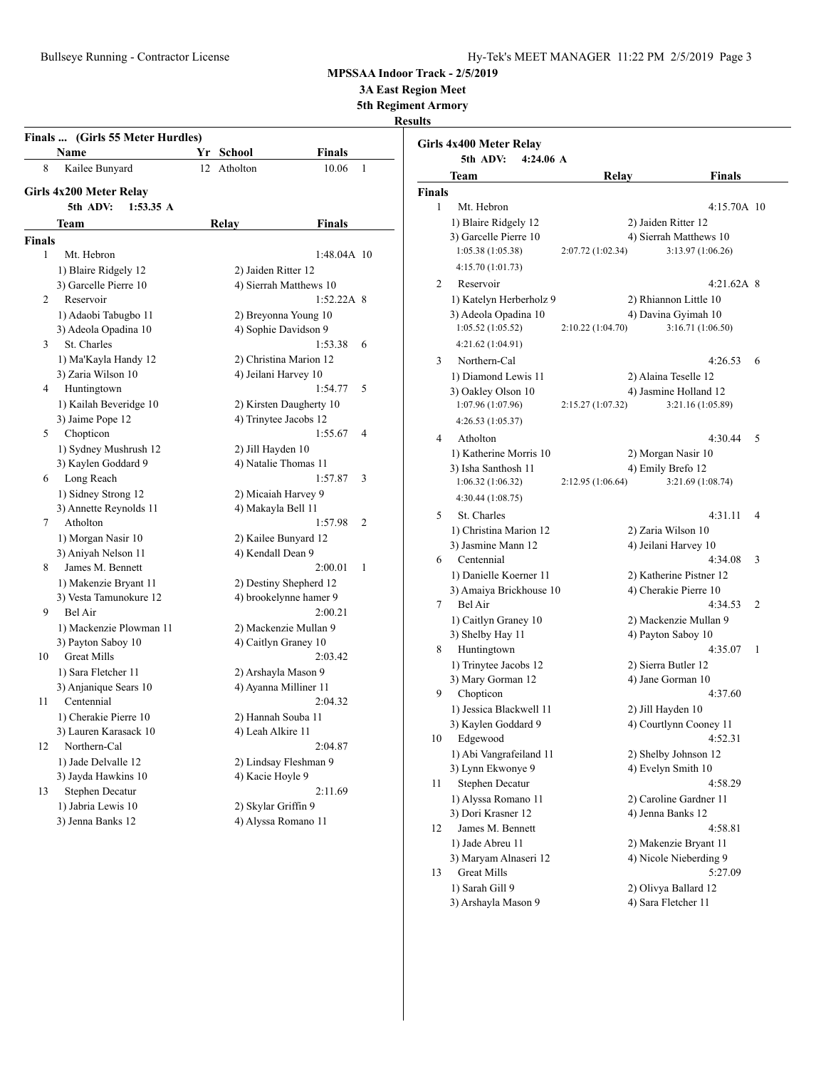# MPSSAA Indoor Track - 2/5/2019

## 3A East Region Meet

## 5th Regiment Armory

### Results

**Finals ... (Girls 55 Meter Hurdles)**

| | Name | Yr | School | Finals | |
|---|---|---|---|---|---|
| 8 | Kailee Bunyard | 12 | Atholton | 10.06 | 1 |

**Girls 4x200 Meter Relay**

5th ADV: 1:53.35 A

| | Team | Relay | Finals | |
|---|---|---|---|---|
| **Finals** | | | | |
| 1 | Mt. Hebron | | 1:48.04A | 10 |
| | 1) Blaire Ridgely 12 | 2) Jaiden Ritter 12 | | |
| | 3) Garcelle Pierre 10 | 4) Sierrah Matthews 10 | | |
| 2 | Reservoir | | 1:52.22A | 8 |
| | 1) Adaobi Tabugbo 11 | 2) Breyonna Young 10 | | |
| | 3) Adeola Opadina 10 | 4) Sophie Davidson 9 | | |
| 3 | St. Charles | | 1:53.38 | 6 |
| | 1) Ma'Kayla Handy 12 | 2) Christina Marion 12 | | |
| | 3) Zaria Wilson 10 | 4) Jeilani Harvey 10 | | |
| 4 | Huntingtown | | 1:54.77 | 5 |
| | 1) Kailah Beveridge 10 | 2) Kirsten Daugherty 10 | | |
| | 3) Jaime Pope 12 | 4) Trinytee Jacobs 12 | | |
| 5 | Chopticon | | 1:55.67 | 4 |
| | 1) Sydney Mushrush 12 | 2) Jill Hayden 10 | | |
| | 3) Kaylen Goddard 9 | 4) Natalie Thomas 11 | | |
| 6 | Long Reach | | 1:57.87 | 3 |
| | 1) Sidney Strong 12 | 2) Micaiah Harvey 9 | | |
| | 3) Annette Reynolds 11 | 4) Makayla Bell 11 | | |
| 7 | Atholton | | 1:57.98 | 2 |
| | 1) Morgan Nasir 10 | 2) Kailee Bunyard 12 | | |
| | 3) Aniyah Nelson 11 | 4) Kendall Dean 9 | | |
| 8 | James M. Bennett | | 2:00.01 | 1 |
| | 1) Makenzie Bryant 11 | 2) Destiny Shepherd 12 | | |
| | 3) Vesta Tamunokure 12 | 4) brookelynne hamer 9 | | |
| 9 | Bel Air | | 2:00.21 | |
| | 1) Mackenzie Plowman 11 | 2) Mackenzie Mullan 9 | | |
| | 3) Payton Saboy 10 | 4) Caitlyn Graney 10 | | |
| 10 | Great Mills | | 2:03.42 | |
| | 1) Sara Fletcher 11 | 2) Arshayla Mason 9 | | |
| | 3) Anjanique Sears 10 | 4) Ayanna Milliner 11 | | |
| 11 | Centennial | | 2:04.32 | |
| | 1) Cherakie Pierre 10 | 2) Hannah Souba 11 | | |
| | 3) Lauren Karasack 10 | 4) Leah Alkire 11 | | |
| 12 | Northern-Cal | | 2:04.87 | |
| | 1) Jade Delvalle 12 | 2) Lindsay Fleshman 9 | | |
| | 3) Jayda Hawkins 10 | 4) Kacie Hoyle 9 | | |
| 13 | Stephen Decatur | | 2:11.69 | |
| | 1) Jabria Lewis 10 | 2) Skylar Griffin 9 | | |
| | 3) Jenna Banks 12 | 4) Alyssa Romano 11 | | |

**Girls 4x400 Meter Relay**

5th ADV: 4:24.06 A

| | Team | Relay | Finals | |
|---|---|---|---|---|
| **Finals** | | | | |
| 1 | Mt. Hebron | | 4:15.70A | 10 |
| | 1) Blaire Ridgely 12 | 2) Jaiden Ritter 12 | | |
| | 3) Garcelle Pierre 10 | 4) Sierrah Matthews 10 | | |
| | 1:05.38 (1:05.38) | 2:07.72 (1:02.34) | 3:13.97 (1:06.26) | |
| | 4:15.70 (1:01.73) | | | |
| 2 | Reservoir | | 4:21.62A | 8 |
| | 1) Katelyn Herberholz 9 | 2) Rhiannon Little 10 | | |
| | 3) Adeola Opadina 10 | 4) Davina Gyimah 10 | | |
| | 1:05.52 (1:05.52) | 2:10.22 (1:04.70) | 3:16.71 (1:06.50) | |
| | 4:21.62 (1:04.91) | | | |
| 3 | Northern-Cal | | 4:26.53 | 6 |
| | 1) Diamond Lewis 11 | 2) Alaina Teselle 12 | | |
| | 3) Oakley Olson 10 | 4) Jasmine Holland 12 | | |
| | 1:07.96 (1:07.96) | 2:15.27 (1:07.32) | 3:21.16 (1:05.89) | |
| | 4:26.53 (1:05.37) | | | |
| 4 | Atholton | | 4:30.44 | 5 |
| | 1) Katherine Morris 10 | 2) Morgan Nasir 10 | | |
| | 3) Isha Santhosh 11 | 4) Emily Brefo 12 | | |
| | 1:06.32 (1:06.32) | 2:12.95 (1:06.64) | 3:21.69 (1:08.74) | |
| | 4:30.44 (1:08.75) | | | |
| 5 | St. Charles | | 4:31.11 | 4 |
| | 1) Christina Marion 12 | 2) Zaria Wilson 10 | | |
| | 3) Jasmine Mann 12 | 4) Jeilani Harvey 10 | | |
| 6 | Centennial | | 4:34.08 | 3 |
| | 1) Danielle Koerner 11 | 2) Katherine Pistner 12 | | |
| | 3) Amaiya Brickhouse 10 | 4) Cherakie Pierre 10 | | |
| 7 | Bel Air | | 4:34.53 | 2 |
| | 1) Caitlyn Graney 10 | 2) Mackenzie Mullan 9 | | |
| | 3) Shelby Hay 11 | 4) Payton Saboy 10 | | |
| 8 | Huntingtown | | 4:35.07 | 1 |
| | 1) Trinytee Jacobs 12 | 2) Sierra Butler 12 | | |
| | 3) Mary Gorman 12 | 4) Jane Gorman 10 | | |
| 9 | Chopticon | | 4:37.60 | |
| | 1) Jessica Blackwell 11 | 2) Jill Hayden 10 | | |
| | 3) Kaylen Goddard 9 | 4) Courtlynn Cooney 11 | | |
| 10 | Edgewood | | 4:52.31 | |
| | 1) Abi Vangrafeiland 11 | 2) Shelby Johnson 12 | | |
| | 3) Lynn Ekwonye 9 | 4) Evelyn Smith 10 | | |
| 11 | Stephen Decatur | | 4:58.29 | |
| | 1) Alyssa Romano 11 | 2) Caroline Gardner 11 | | |
| | 3) Dori Krasner 12 | 4) Jenna Banks 12 | | |
| 12 | James M. Bennett | | 4:58.81 | |
| | 1) Jade Abreu 11 | 2) Makenzie Bryant 11 | | |
| | 3) Maryam Alnaseri 12 | 4) Nicole Nieberding 9 | | |
| 13 | Great Mills | | 5:27.09 | |
| | 1) Sarah Gill 9 | 2) Olivya Ballard 12 | | |
| | 3) Arshayla Mason 9 | 4) Sara Fletcher 11 | | |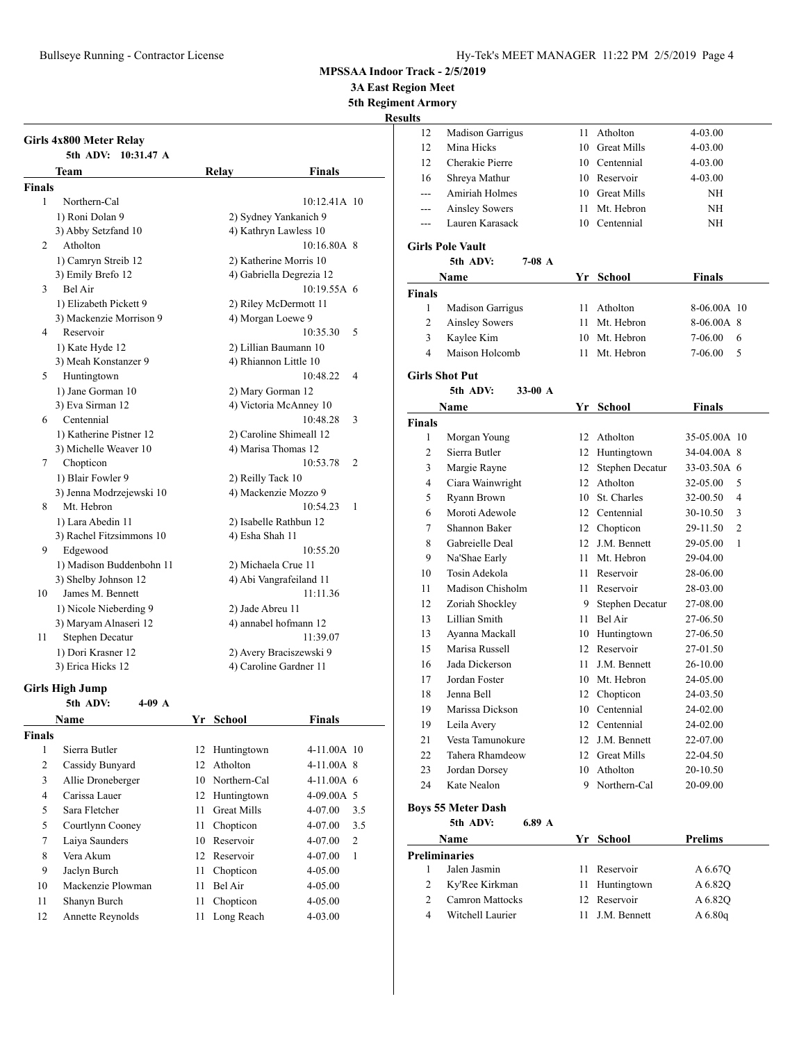## MPSSAA Indoor Track - 2/5/2019

### 3A East Region Meet

### 5th Regiment Armory

### Results

#### Girls 4x800 Meter Relay

5th ADV: 10:31.47 A

| | Team | Relay | Finals | |
|---|---|---|---|---|
| **Finals** | | | | |
| 1 | Northern-Cal | | 10:12.41A | 10 |
| | 1) Roni Dolan 9 | 2) Sydney Yankanich 9 | | |
| | 3) Abby Setzfand 10 | 4) Kathryn Lawless 10 | | |
| 2 | Atholton | | 10:16.80A | 8 |
| | 1) Camryn Streib 12 | 2) Katherine Morris 10 | | |
| | 3) Emily Brefo 12 | 4) Gabriella Degrezia 12 | | |
| 3 | Bel Air | | 10:19.55A | 6 |
| | 1) Elizabeth Pickett 9 | 2) Riley McDermott 11 | | |
| | 3) Mackenzie Morrison 9 | 4) Morgan Loewe 9 | | |
| 4 | Reservoir | | 10:35.30 | 5 |
| | 1) Kate Hyde 12 | 2) Lillian Baumann 10 | | |
| | 3) Meah Konstanzer 9 | 4) Rhiannon Little 10 | | |
| 5 | Huntington | | 10:48.22 | 4 |
| | 1) Jane Gorman 10 | 2) Mary Gorman 12 | | |
| | 3) Eva Sirman 12 | 4) Victoria McAnney 10 | | |
| 6 | Centennial | | 10:48.28 | 3 |
| | 1) Katherine Pistner 12 | 2) Caroline Shimeall 12 | | |
| | 3) Michelle Weaver 10 | 4) Marisa Thomas 12 | | |
| 7 | Chopticon | | 10:53.78 | 2 |
| | 1) Blair Fowler 9 | 2) Reilly Tack 10 | | |
| | 3) Jenna Modrzejewski 10 | 4) Mackenzie Mozzo 9 | | |
| 8 | Mt. Hebron | | 10:54.23 | 1 |
| | 1) Lara Abedin 11 | 2) Isabelle Rathbun 12 | | |
| | 3) Rachel Fitzsimmons 10 | 4) Esha Shah 11 | | |
| 9 | Edgewood | | 10:55.20 | |
| | 1) Madison Buddenbohn 11 | 2) Michaela Crue 11 | | |
| | 3) Shelby Johnson 12 | 4) Abi Vangrafeiland 11 | | |
| 10 | James M. Bennett | | 11:11.36 | |
| | 1) Nicole Nieberding 9 | 2) Jade Abreu 11 | | |
| | 3) Maryam Alnaseri 12 | 4) annabel hofmann 12 | | |
| 11 | Stephen Decatur | | 11:39.07 | |
| | 1) Dori Krasner 12 | 2) Avery Braciszewski 9 | | |
| | 3) Erica Hicks 12 | 4) Caroline Gardner 11 | | |

#### Girls High Jump

5th ADV: 4-09 A

| | Name | Yr | School | Finals | |
|---|---|---|---|---|---|
| **Finals** | | | | | |
| 1 | Sierra Butler | 12 | Huntingtown | 4-11.00A | 10 |
| 2 | Cassidy Bunyard | 12 | Atholton | 4-11.00A | 8 |
| 3 | Allie Droneberger | 10 | Northern-Cal | 4-11.00A | 6 |
| 4 | Carissa Lauer | 12 | Huntingtown | 4-09.00A | 5 |
| 5 | Sara Fletcher | 11 | Great Mills | 4-07.00 | 3.5 |
| 5 | Courtlynn Cooney | 11 | Chopticon | 4-07.00 | 3.5 |
| 7 | Laiya Saunders | 10 | Reservoir | 4-07.00 | 2 |
| 8 | Vera Akum | 12 | Reservoir | 4-07.00 | 1 |
| 9 | Jaclyn Burch | 11 | Chopticon | 4-05.00 | |
| 10 | Mackenzie Plowman | 11 | Bel Air | 4-05.00 | |
| 11 | Shanyn Burch | 11 | Chopticon | 4-05.00 | |
| 12 | Annette Reynolds | 11 | Long Reach | 4-03.00 | |
| 12 | Madison Garrigus | 11 | Atholton | 4-03.00 | |
| 12 | Mina Hicks | 10 | Great Mills | 4-03.00 | |
| 12 | Cherakie Pierre | 10 | Centennial | 4-03.00 | |
| 16 | Shreya Mathur | 10 | Reservoir | 4-03.00 | |
| --- | Amiriah Holmes | 10 | Great Mills | NH | |
| --- | Ainsley Sowers | 11 | Mt. Hebron | NH | |
| --- | Lauren Karasack | 10 | Centennial | NH | |

#### Girls Pole Vault

5th ADV: 7-08 A

| | Name | Yr | School | Finals | |
|---|---|---|---|---|---|
| **Finals** | | | | | |
| 1 | Madison Garrigus | 11 | Atholton | 8-06.00A | 10 |
| 2 | Ainsley Sowers | 11 | Mt. Hebron | 8-06.00A | 8 |
| 3 | Kaylee Kim | 10 | Mt. Hebron | 7-06.00 | 6 |
| 4 | Maison Holcomb | 11 | Mt. Hebron | 7-06.00 | 5 |

#### Girls Shot Put

5th ADV: 33-00 A

| | Name | Yr | School | Finals | |
|---|---|---|---|---|---|
| **Finals** | | | | | |
| 1 | Morgan Young | 12 | Atholton | 35-05.00A | 10 |
| 2 | Sierra Butler | 12 | Huntingtown | 34-04.00A | 8 |
| 3 | Margie Rayne | 12 | Stephen Decatur | 33-03.50A | 6 |
| 4 | Ciara Wainwright | 12 | Atholton | 32-05.00 | 5 |
| 5 | Ryann Brown | 10 | St. Charles | 32-00.50 | 4 |
| 6 | Moroti Adewole | 12 | Centennial | 30-10.50 | 3 |
| 7 | Shannon Baker | 12 | Chopticon | 29-11.50 | 2 |
| 8 | Gabreielle Deal | 12 | J.M. Bennett | 29-05.00 | 1 |
| 9 | Na'Shae Early | 11 | Mt. Hebron | 29-04.00 | |
| 10 | Tosin Adekola | 11 | Reservoir | 28-06.00 | |
| 11 | Madison Chisholm | 11 | Reservoir | 28-03.00 | |
| 12 | Zoriah Shockley | 9 | Stephen Decatur | 27-08.00 | |
| 13 | Lillian Smith | 11 | Bel Air | 27-06.50 | |
| 13 | Ayanna Mackall | 10 | Huntingtown | 27-06.50 | |
| 15 | Marisa Russell | 12 | Reservoir | 27-01.50 | |
| 16 | Jada Dickerson | 11 | J.M. Bennett | 26-10.00 | |
| 17 | Jordan Foster | 10 | Mt. Hebron | 24-05.00 | |
| 18 | Jenna Bell | 12 | Chopticon | 24-03.50 | |
| 19 | Marissa Dickson | 10 | Centennial | 24-02.00 | |
| 19 | Leila Avery | 12 | Centennial | 24-02.00 | |
| 21 | Vesta Tamunokure | 12 | J.M. Bennett | 22-07.00 | |
| 22 | Tahera Rhamdeow | 12 | Great Mills | 22-04.50 | |
| 23 | Jordan Dorsey | 10 | Atholton | 20-10.50 | |
| 24 | Kate Nealon | 9 | Northern-Cal | 20-09.00 | |

#### Boys 55 Meter Dash

5th ADV: 6.89 A

| | Name | Yr | School | Prelims |
|---|---|---|---|---|
| **Preliminaries** | | | | |
| 1 | Jalen Jasmin | 11 | Reservoir | A 6.67Q |
| 2 | Ky'Ree Kirkman | 11 | Huntingtown | A 6.82Q |
| 2 | Camron Mattocks | 12 | Reservoir | A 6.82Q |
| 4 | Witchell Laurier | 11 | J.M. Bennett | A 6.80q |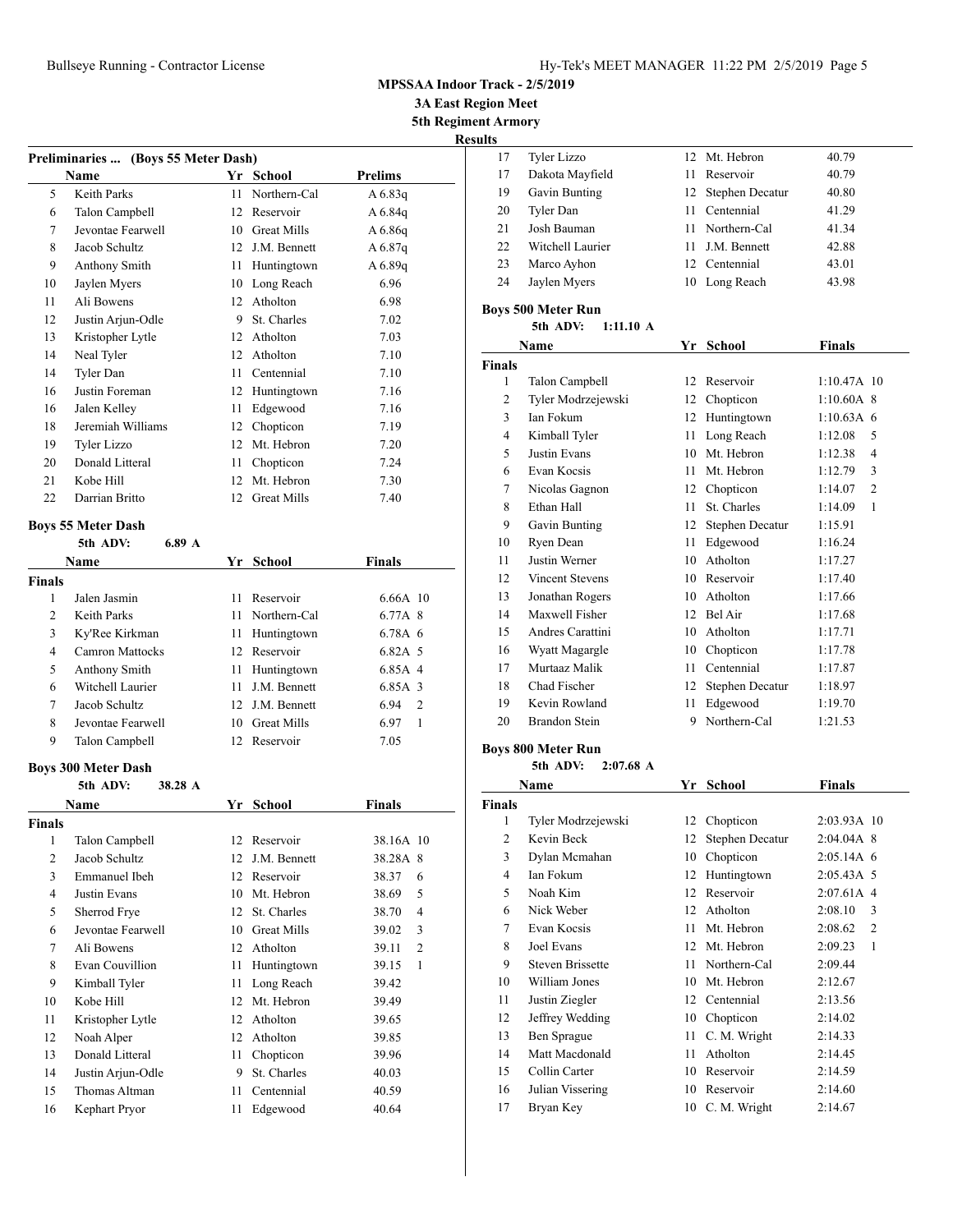**MPSSAA Indoor Track - 2/5/2019**

**3A East Region Meet**

**5th Regiment Armory**

**Results**

### Preliminaries ... (Boys 55 Meter Dash)

| | Name | Yr | School | Prelims |
|---|---|---|---|---|
| 5 | Keith Parks | 11 | Northern-Cal | A 6.83q |
| 6 | Talon Campbell | 12 | Reservoir | A 6.84q |
| 7 | Jevontae Fearwell | 10 | Great Mills | A 6.86q |
| 8 | Jacob Schultz | 12 | J.M. Bennett | A 6.87q |
| 9 | Anthony Smith | 11 | Huntingtown | A 6.89q |
| 10 | Jaylen Myers | 10 | Long Reach | 6.96 |
| 11 | Ali Bowens | 12 | Atholton | 6.98 |
| 12 | Justin Arjun-Odle | 9 | St. Charles | 7.02 |
| 13 | Kristopher Lytle | 12 | Atholton | 7.03 |
| 14 | Neal Tyler | 12 | Atholton | 7.10 |
| 14 | Tyler Dan | 11 | Centennial | 7.10 |
| 16 | Justin Foreman | 12 | Huntingtown | 7.16 |
| 16 | Jalen Kelley | 11 | Edgewood | 7.16 |
| 18 | Jeremiah Williams | 12 | Chopticon | 7.19 |
| 19 | Tyler Lizzo | 12 | Mt. Hebron | 7.20 |
| 20 | Donald Litteral | 11 | Chopticon | 7.24 |
| 21 | Kobe Hill | 12 | Mt. Hebron | 7.30 |
| 22 | Darrian Britto | 12 | Great Mills | 7.40 |

### Boys 55 Meter Dash

5th ADV: 6.89 A

| | Name | Yr | School | Finals | |
|---|---|---|---|---|---|
| **Finals** | | | | | |
| 1 | Jalen Jasmin | 11 | Reservoir | 6.66A | 10 |
| 2 | Keith Parks | 11 | Northern-Cal | 6.77A | 8 |
| 3 | Ky'Ree Kirkman | 11 | Huntingtown | 6.78A | 6 |
| 4 | Camron Mattocks | 12 | Reservoir | 6.82A | 5 |
| 5 | Anthony Smith | 11 | Huntingtown | 6.85A | 4 |
| 6 | Witchell Laurier | 11 | J.M. Bennett | 6.85A | 3 |
| 7 | Jacob Schultz | 12 | J.M. Bennett | 6.94 | 2 |
| 8 | Jevontae Fearwell | 10 | Great Mills | 6.97 | 1 |
| 9 | Talon Campbell | 12 | Reservoir | 7.05 | |

### Boys 300 Meter Dash

5th ADV: 38.28 A

| | Name | Yr | School | Finals | |
|---|---|---|---|---|---|
| **Finals** | | | | | |
| 1 | Talon Campbell | 12 | Reservoir | 38.16A | 10 |
| 2 | Jacob Schultz | 12 | J.M. Bennett | 38.28A | 8 |
| 3 | Emmanuel Ibeh | 12 | Reservoir | 38.37 | 6 |
| 4 | Justin Evans | 10 | Mt. Hebron | 38.69 | 5 |
| 5 | Sherrod Frye | 12 | St. Charles | 38.70 | 4 |
| 6 | Jevontae Fearwell | 10 | Great Mills | 39.02 | 3 |
| 7 | Ali Bowens | 12 | Atholton | 39.11 | 2 |
| 8 | Evan Couvillion | 11 | Huntingtown | 39.15 | 1 |
| 9 | Kimball Tyler | 11 | Long Reach | 39.42 | |
| 10 | Kobe Hill | 12 | Mt. Hebron | 39.49 | |
| 11 | Kristopher Lytle | 12 | Atholton | 39.65 | |
| 12 | Noah Alper | 12 | Atholton | 39.85 | |
| 13 | Donald Litteral | 11 | Chopticon | 39.96 | |
| 14 | Justin Arjun-Odle | 9 | St. Charles | 40.03 | |
| 15 | Thomas Altman | 11 | Centennial | 40.59 | |
| 16 | Kephart Pryor | 11 | Edgewood | 40.64 | |
| 17 | Tyler Lizzo | 12 | Mt. Hebron | 40.79 | |
| 17 | Dakota Mayfield | 11 | Reservoir | 40.79 | |
| 19 | Gavin Bunting | 12 | Stephen Decatur | 40.80 | |
| 20 | Tyler Dan | 11 | Centennial | 41.29 | |
| 21 | Josh Bauman | 11 | Northern-Cal | 41.34 | |
| 22 | Witchell Laurier | 11 | J.M. Bennett | 42.88 | |
| 23 | Marco Ayhon | 12 | Centennial | 43.01 | |
| 24 | Jaylen Myers | 10 | Long Reach | 43.98 | |

### Boys 500 Meter Run

5th ADV: 1:11.10 A

| | Name | Yr | School | Finals | |
|---|---|---|---|---|---|
| **Finals** | | | | | |
| 1 | Talon Campbell | 12 | Reservoir | 1:10.47A | 10 |
| 2 | Tyler Modrzejewski | 12 | Chopticon | 1:10.60A | 8 |
| 3 | Ian Fokum | 12 | Huntingtown | 1:10.63A | 6 |
| 4 | Kimball Tyler | 11 | Long Reach | 1:12.08 | 5 |
| 5 | Justin Evans | 10 | Mt. Hebron | 1:12.38 | 4 |
| 6 | Evan Kocsis | 11 | Mt. Hebron | 1:12.79 | 3 |
| 7 | Nicolas Gagnon | 12 | Chopticon | 1:14.07 | 2 |
| 8 | Ethan Hall | 11 | St. Charles | 1:14.09 | 1 |
| 9 | Gavin Bunting | 12 | Stephen Decatur | 1:15.91 | |
| 10 | Ryen Dean | 11 | Edgewood | 1:16.24 | |
| 11 | Justin Werner | 10 | Atholton | 1:17.27 | |
| 12 | Vincent Stevens | 10 | Reservoir | 1:17.40 | |
| 13 | Jonathan Rogers | 10 | Atholton | 1:17.66 | |
| 14 | Maxwell Fisher | 12 | Bel Air | 1:17.68 | |
| 15 | Andres Carattini | 10 | Atholton | 1:17.71 | |
| 16 | Wyatt Magargle | 10 | Chopticon | 1:17.78 | |
| 17 | Murtaaz Malik | 11 | Centennial | 1:17.87 | |
| 18 | Chad Fischer | 12 | Stephen Decatur | 1:18.97 | |
| 19 | Kevin Rowland | 11 | Edgewood | 1:19.70 | |
| 20 | Brandon Stein | 9 | Northern-Cal | 1:21.53 | |

### Boys 800 Meter Run

5th ADV: 2:07.68 A

| | Name | Yr | School | Finals | |
|---|---|---|---|---|---|
| **Finals** | | | | | |
| 1 | Tyler Modrzejewski | 12 | Chopticon | 2:03.93A | 10 |
| 2 | Kevin Beck | 12 | Stephen Decatur | 2:04.04A | 8 |
| 3 | Dylan Mcmahan | 10 | Chopticon | 2:05.14A | 6 |
| 4 | Ian Fokum | 12 | Huntingtown | 2:05.43A | 5 |
| 5 | Noah Kim | 12 | Reservoir | 2:07.61A | 4 |
| 6 | Nick Weber | 12 | Atholton | 2:08.10 | 3 |
| 7 | Evan Kocsis | 11 | Mt. Hebron | 2:08.62 | 2 |
| 8 | Joel Evans | 12 | Mt. Hebron | 2:09.23 | 1 |
| 9 | Steven Brissette | 11 | Northern-Cal | 2:09.44 | |
| 10 | William Jones | 10 | Mt. Hebron | 2:12.67 | |
| 11 | Justin Ziegler | 12 | Centennial | 2:13.56 | |
| 12 | Jeffrey Wedding | 10 | Chopticon | 2:14.02 | |
| 13 | Ben Sprague | 11 | C. M. Wright | 2:14.33 | |
| 14 | Matt Macdonald | 11 | Atholton | 2:14.45 | |
| 15 | Collin Carter | 10 | Reservoir | 2:14.59 | |
| 16 | Julian Vissering | 10 | Reservoir | 2:14.60 | |
| 17 | Bryan Key | 10 | C. M. Wright | 2:14.67 | |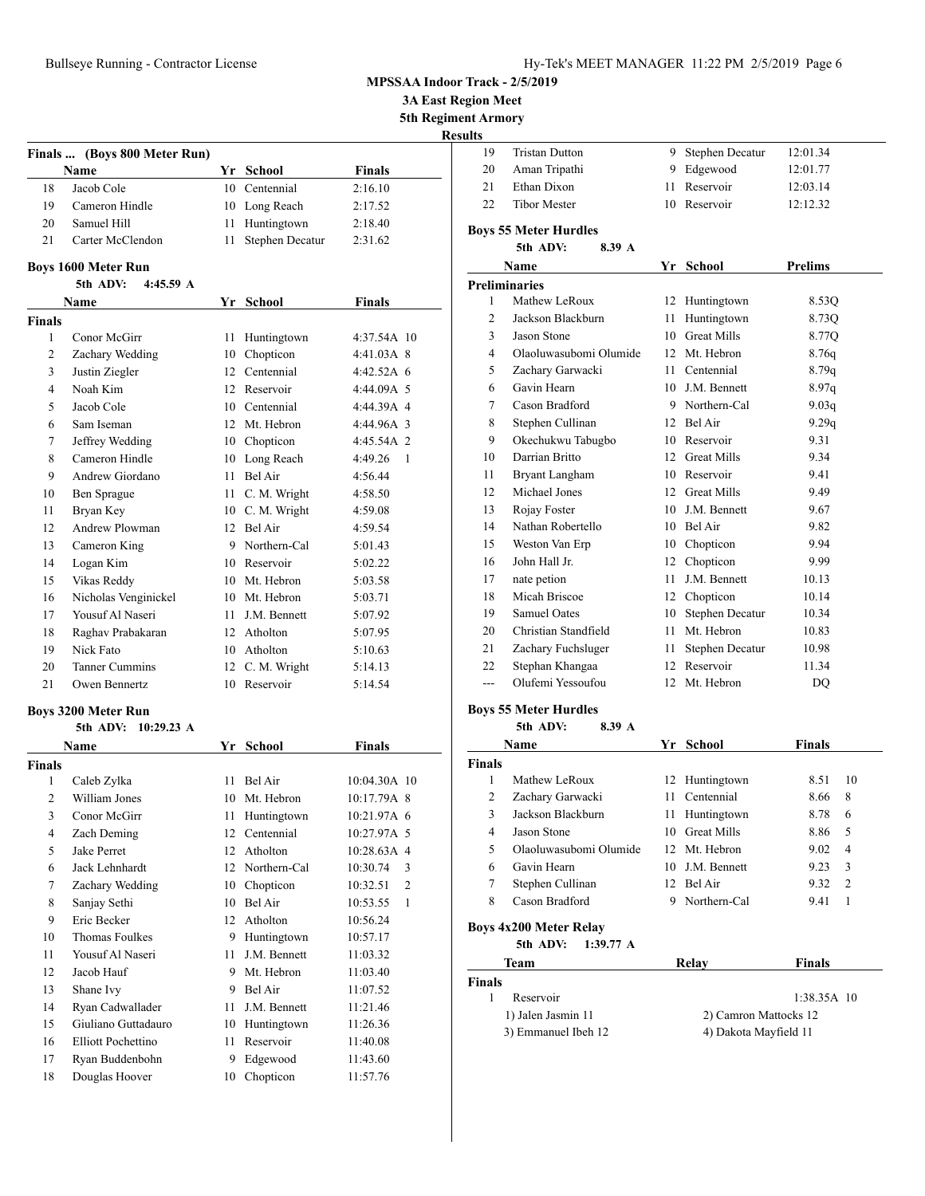MPSSAA Indoor Track - 2/5/2019

3A East Region Meet

5th Regiment Armory

Results

### Finals ... (Boys 800 Meter Run)

| | Name | Yr | School | Finals |
|---|---|---|---|---|
| 18 | Jacob Cole | 10 | Centennial | 2:16.10 |
| 19 | Cameron Hindle | 10 | Long Reach | 2:17.52 |
| 20 | Samuel Hill | 11 | Huntingtown | 2:18.40 |
| 21 | Carter McClendon | 11 | Stephen Decatur | 2:31.62 |

### Boys 1600 Meter Run

5th ADV: 4:45.59 A

| | Name | Yr | School | Finals | |
|---|---|---|---|---|---|
| **Finals** | | | | | |
| 1 | Conor McGirr | 11 | Huntingtown | 4:37.54A | 10 |
| 2 | Zachary Wedding | 10 | Chopticon | 4:41.03A | 8 |
| 3 | Justin Ziegler | 12 | Centennial | 4:42.52A | 6 |
| 4 | Noah Kim | 12 | Reservoir | 4:44.09A | 5 |
| 5 | Jacob Cole | 10 | Centennial | 4:44.39A | 4 |
| 6 | Sam Iseman | 12 | Mt. Hebron | 4:44.96A | 3 |
| 7 | Jeffrey Wedding | 10 | Chopticon | 4:45.54A | 2 |
| 8 | Cameron Hindle | 10 | Long Reach | 4:49.26 | 1 |
| 9 | Andrew Giordano | 11 | Bel Air | 4:56.44 | |
| 10 | Ben Sprague | 11 | C. M. Wright | 4:58.50 | |
| 11 | Bryan Key | 10 | C. M. Wright | 4:59.08 | |
| 12 | Andrew Plowman | 12 | Bel Air | 4:59.54 | |
| 13 | Cameron King | 9 | Northern-Cal | 5:01.43 | |
| 14 | Logan Kim | 10 | Reservoir | 5:02.22 | |
| 15 | Vikas Reddy | 10 | Mt. Hebron | 5:03.58 | |
| 16 | Nicholas Venginickel | 10 | Mt. Hebron | 5:03.71 | |
| 17 | Yousuf Al Naseri | 11 | J.M. Bennett | 5:07.92 | |
| 18 | Raghav Prabakaran | 12 | Atholton | 5:07.95 | |
| 19 | Nick Fato | 10 | Atholton | 5:10.63 | |
| 20 | Tanner Cummins | 12 | C. M. Wright | 5:14.13 | |
| 21 | Owen Bennertz | 10 | Reservoir | 5:14.54 | |

### Boys 3200 Meter Run

5th ADV: 10:29.23 A

| | Name | Yr | School | Finals | |
|---|---|---|---|---|---|
| **Finals** | | | | | |
| 1 | Caleb Zylka | 11 | Bel Air | 10:04.30A | 10 |
| 2 | William Jones | 10 | Mt. Hebron | 10:17.79A | 8 |
| 3 | Conor McGirr | 11 | Huntingtown | 10:21.97A | 6 |
| 4 | Zach Deming | 12 | Centennial | 10:27.97A | 5 |
| 5 | Jake Perret | 12 | Atholton | 10:28.63A | 4 |
| 6 | Jack Lehnhardt | 12 | Northern-Cal | 10:30.74 | 3 |
| 7 | Zachary Wedding | 10 | Chopticon | 10:32.51 | 2 |
| 8 | Sanjay Sethi | 10 | Bel Air | 10:53.55 | 1 |
| 9 | Eric Becker | 12 | Atholton | 10:56.24 | |
| 10 | Thomas Foulkes | 9 | Huntingtown | 10:57.17 | |
| 11 | Yousuf Al Naseri | 11 | J.M. Bennett | 11:03.32 | |
| 12 | Jacob Hauf | 9 | Mt. Hebron | 11:03.40 | |
| 13 | Shane Ivy | 9 | Bel Air | 11:07.52 | |
| 14 | Ryan Cadwallader | 11 | J.M. Bennett | 11:21.46 | |
| 15 | Giuliano Guttadauro | 10 | Huntingtown | 11:26.36 | |
| 16 | Elliott Pochettino | 11 | Reservoir | 11:40.08 | |
| 17 | Ryan Buddenbohn | 9 | Edgewood | 11:43.60 | |
| 18 | Douglas Hoover | 10 | Chopticon | 11:57.76 | |
| 19 | Tristan Dutton | 9 | Stephen Decatur | 12:01.34 | |
| 20 | Aman Tripathi | 9 | Edgewood | 12:01.77 | |
| 21 | Ethan Dixon | 11 | Reservoir | 12:03.14 | |
| 22 | Tibor Mester | 10 | Reservoir | 12:12.32 | |

### Boys 55 Meter Hurdles

5th ADV: 8.39 A

| | Name | Yr | School | Prelims |
|---|---|---|---|---|
| **Preliminaries** | | | | |
| 1 | Mathew LeRoux | 12 | Huntingtown | 8.53Q |
| 2 | Jackson Blackburn | 11 | Huntingtown | 8.73Q |
| 3 | Jason Stone | 10 | Great Mills | 8.77Q |
| 4 | Olaoluwasubomi Olumide | 12 | Mt. Hebron | 8.76q |
| 5 | Zachary Garwacki | 11 | Centennial | 8.79q |
| 6 | Gavin Hearn | 10 | J.M. Bennett | 8.97q |
| 7 | Cason Bradford | 9 | Northern-Cal | 9.03q |
| 8 | Stephen Cullinan | 12 | Bel Air | 9.29q |
| 9 | Okechukwu Tabugbo | 10 | Reservoir | 9.31 |
| 10 | Darrian Britto | 12 | Great Mills | 9.34 |
| 11 | Bryant Langham | 10 | Reservoir | 9.41 |
| 12 | Michael Jones | 12 | Great Mills | 9.49 |
| 13 | Rojay Foster | 10 | J.M. Bennett | 9.67 |
| 14 | Nathan Robertello | 10 | Bel Air | 9.82 |
| 15 | Weston Van Erp | 10 | Chopticon | 9.94 |
| 16 | John Hall Jr. | 12 | Chopticon | 9.99 |
| 17 | nate petion | 11 | J.M. Bennett | 10.13 |
| 18 | Micah Briscoe | 12 | Chopticon | 10.14 |
| 19 | Samuel Oates | 10 | Stephen Decatur | 10.34 |
| 20 | Christian Standfield | 11 | Mt. Hebron | 10.83 |
| 21 | Zachary Fuchsluger | 11 | Stephen Decatur | 10.98 |
| 22 | Stephan Khangaa | 12 | Reservoir | 11.34 |
| --- | Olufemi Yessoufou | 12 | Mt. Hebron | DQ |

### Boys 55 Meter Hurdles

5th ADV: 8.39 A

| | Name | Yr | School | Finals | |
|---|---|---|---|---|---|
| **Finals** | | | | | |
| 1 | Mathew LeRoux | 12 | Huntingtown | 8.51 | 10 |
| 2 | Zachary Garwacki | 11 | Centennial | 8.66 | 8 |
| 3 | Jackson Blackburn | 11 | Huntingtown | 8.78 | 6 |
| 4 | Jason Stone | 10 | Great Mills | 8.86 | 5 |
| 5 | Olaoluwasubomi Olumide | 12 | Mt. Hebron | 9.02 | 4 |
| 6 | Gavin Hearn | 10 | J.M. Bennett | 9.23 | 3 |
| 7 | Stephen Cullinan | 12 | Bel Air | 9.32 | 2 |
| 8 | Cason Bradford | 9 | Northern-Cal | 9.41 | 1 |

### Boys 4x200 Meter Relay

5th ADV: 1:39.77 A

| | Team | Relay | Finals | |
|---|---|---|---|---|
| **Finals** | | | | |
| 1 | Reservoir | | 1:38.35A | 10 |
| | 1) Jalen Jasmin 11 | 2) Camron Mattocks 12 | | |
| | 3) Emmanuel Ibeh 12 | 4) Dakota Mayfield 11 | | |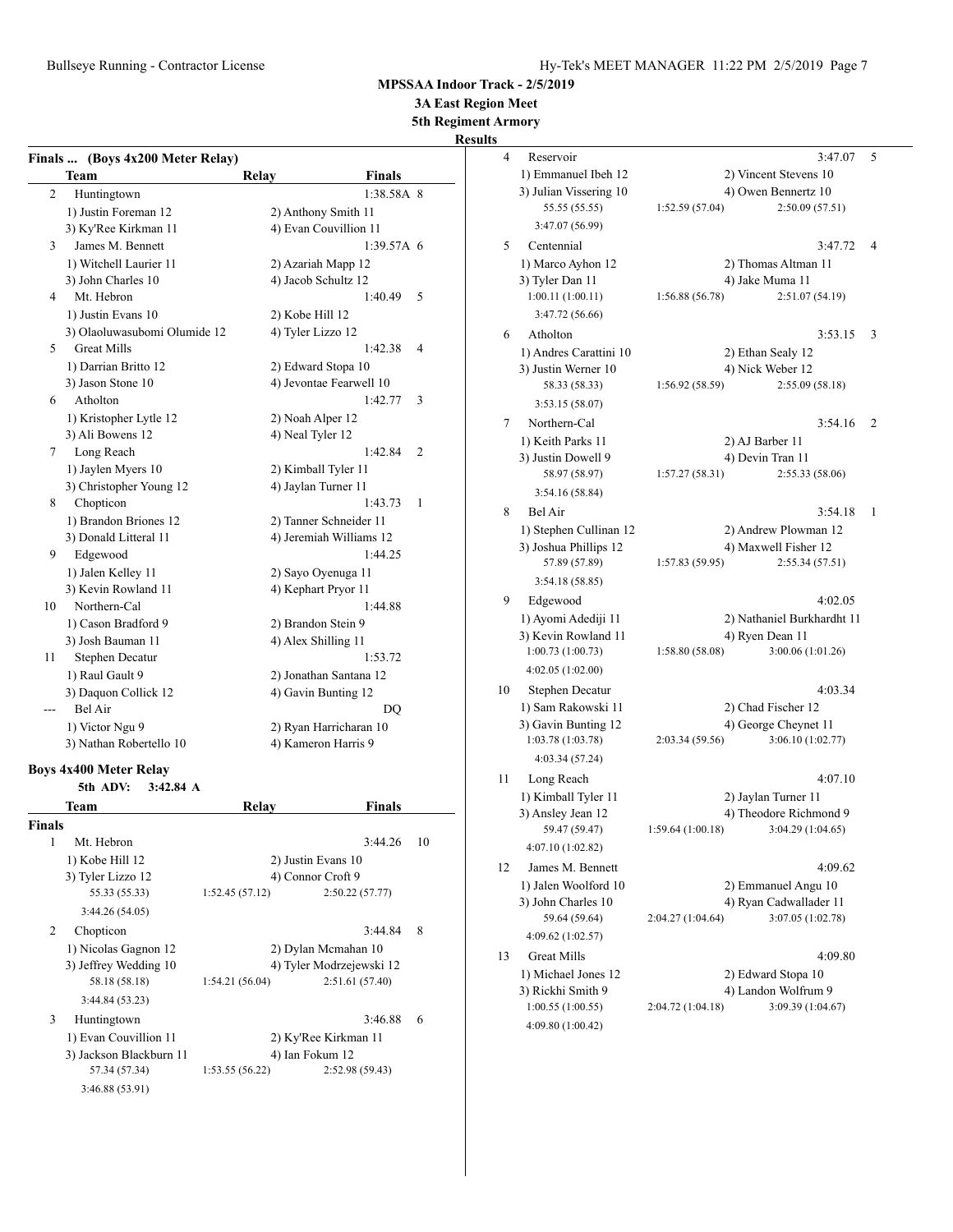MPSSAA Indoor Track - 2/5/2019

3A East Region Meet

5th Regiment Armory

Results

### Finals ... (Boys 4x200 Meter Relay)

| | Team | Relay | Finals | |
|---|---|---|---|---|
| 2 | Huntingtown | | 1:38.58A | 8 |
| | 1) Justin Foreman 12 | 2) Anthony Smith 11 | | |
| | 3) Ky'Ree Kirkman 11 | 4) Evan Couvillion 11 | | |
| 3 | James M. Bennett | | 1:39.57A | 6 |
| | 1) Witchell Laurier 11 | 2) Azariah Mapp 12 | | |
| | 3) John Charles 10 | 4) Jacob Schultz 12 | | |
| 4 | Mt. Hebron | | 1:40.49 | 5 |
| | 1) Justin Evans 10 | 2) Kobe Hill 12 | | |
| | 3) Olaoluwasubomi Olumide 12 | 4) Tyler Lizzo 12 | | |
| 5 | Great Mills | | 1:42.38 | 4 |
| | 1) Darrian Britto 12 | 2) Edward Stopa 10 | | |
| | 3) Jason Stone 10 | 4) Jevontae Fearwell 10 | | |
| 6 | Atholton | | 1:42.77 | 3 |
| | 1) Kristopher Lytle 12 | 2) Noah Alper 12 | | |
| | 3) Ali Bowens 12 | 4) Neal Tyler 12 | | |
| 7 | Long Reach | | 1:42.84 | 2 |
| | 1) Jaylen Myers 10 | 2) Kimball Tyler 11 | | |
| | 3) Christopher Young 12 | 4) Jaylan Turner 11 | | |
| 8 | Chopticon | | 1:43.73 | 1 |
| | 1) Brandon Briones 12 | 2) Tanner Schneider 11 | | |
| | 3) Donald Litteral 11 | 4) Jeremiah Williams 12 | | |
| 9 | Edgewood | | 1:44.25 | |
| | 1) Jalen Kelley 11 | 2) Sayo Oyenuga 11 | | |
| | 3) Kevin Rowland 11 | 4) Kephart Pryor 11 | | |
| 10 | Northern-Cal | | 1:44.88 | |
| | 1) Cason Bradford 9 | 2) Brandon Stein 9 | | |
| | 3) Josh Bauman 11 | 4) Alex Shilling 11 | | |
| 11 | Stephen Decatur | | 1:53.72 | |
| | 1) Raul Gault 9 | 2) Jonathan Santana 12 | | |
| | 3) Daquon Collick 12 | 4) Gavin Bunting 12 | | |
| --- | Bel Air | | DQ | |
| | 1) Victor Ngu 9 | 2) Ryan Harricharan 10 | | |
| | 3) Nathan Robertello 10 | 4) Kameron Harris 9 | | |

### Boys 4x400 Meter Relay

5th ADV: 3:42.84 A

**Finals**

| | Team | Relay | Finals | |
|---|---|---|---|---|
| 1 | Mt. Hebron | | 3:44.26 | 10 |
| | 1) Kobe Hill 12 | 2) Justin Evans 10 | | |
| | 3) Tyler Lizzo 12 | 4) Connor Croft 9 | | |
| | 55.33 (55.33) | 1:52.45 (57.12) | 2:50.22 (57.77) | |
| | 3:44.26 (54.05) | | | |
| 2 | Chopticon | | 3:44.84 | 8 |
| | 1) Nicolas Gagnon 12 | 2) Dylan Mcmahan 10 | | |
| | 3) Jeffrey Wedding 10 | 4) Tyler Modrzejewski 12 | | |
| | 58.18 (58.18) | 1:54.21 (56.04) | 2:51.61 (57.40) | |
| | 3:44.84 (53.23) | | | |
| 3 | Huntingtown | | 3:46.88 | 6 |
| | 1) Evan Couvillion 11 | 2) Ky'Ree Kirkman 11 | | |
| | 3) Jackson Blackburn 11 | 4) Ian Fokum 12 | | |
| | 57.34 (57.34) | 1:53.55 (56.22) | 2:52.98 (59.43) | |
| | 3:46.88 (53.91) | | | |
| 4 | Reservoir | | 3:47.07 | 5 |
| | 1) Emmanuel Ibeh 12 | 2) Vincent Stevens 10 | | |
| | 3) Julian Vissering 10 | 4) Owen Bennertz 10 | | |
| | 55.55 (55.55) | 1:52.59 (57.04) | 2:50.09 (57.51) | |
| | 3:47.07 (56.99) | | | |
| 5 | Centennial | | 3:47.72 | 4 |
| | 1) Marco Ayhon 12 | 2) Thomas Altman 11 | | |
| | 3) Tyler Dan 11 | 4) Jake Muma 11 | | |
| | 1:00.11 (1:00.11) | 1:56.88 (56.78) | 2:51.07 (54.19) | |
| | 3:47.72 (56.66) | | | |
| 6 | Atholton | | 3:53.15 | 3 |
| | 1) Andres Carattini 10 | 2) Ethan Sealy 12 | | |
| | 3) Justin Werner 10 | 4) Nick Weber 12 | | |
| | 58.33 (58.33) | 1:56.92 (58.59) | 2:55.09 (58.18) | |
| | 3:53.15 (58.07) | | | |
| 7 | Northern-Cal | | 3:54.16 | 2 |
| | 1) Keith Parks 11 | 2) AJ Barber 11 | | |
| | 3) Justin Dowell 9 | 4) Devin Tran 11 | | |
| | 58.97 (58.97) | 1:57.27 (58.31) | 2:55.33 (58.06) | |
| | 3:54.16 (58.84) | | | |
| 8 | Bel Air | | 3:54.18 | 1 |
| | 1) Stephen Cullinan 12 | 2) Andrew Plowman 12 | | |
| | 3) Joshua Phillips 12 | 4) Maxwell Fisher 12 | | |
| | 57.89 (57.89) | 1:57.83 (59.95) | 2:55.34 (57.51) | |
| | 3:54.18 (58.85) | | | |
| 9 | Edgewood | | 4:02.05 | |
| | 1) Ayomi Adediji 11 | 2) Nathaniel Burkhardht 11 | | |
| | 3) Kevin Rowland 11 | 4) Ryen Dean 11 | | |
| | 1:00.73 (1:00.73) | 1:58.80 (58.08) | 3:00.06 (1:01.26) | |
| | 4:02.05 (1:02.00) | | | |
| 10 | Stephen Decatur | | 4:03.34 | |
| | 1) Sam Rakowski 11 | 2) Chad Fischer 12 | | |
| | 3) Gavin Bunting 12 | 4) George Cheynet 11 | | |
| | 1:03.78 (1:03.78) | 2:03.34 (59.56) | 3:06.10 (1:02.77) | |
| | 4:03.34 (57.24) | | | |
| 11 | Long Reach | | 4:07.10 | |
| | 1) Kimball Tyler 11 | 2) Jaylan Turner 11 | | |
| | 3) Ansley Jean 12 | 4) Theodore Richmond 9 | | |
| | 59.47 (59.47) | 1:59.64 (1:00.18) | 3:04.29 (1:04.65) | |
| | 4:07.10 (1:02.82) | | | |
| 12 | James M. Bennett | | 4:09.62 | |
| | 1) Jalen Woolford 10 | 2) Emmanuel Angu 10 | | |
| | 3) John Charles 10 | 4) Ryan Cadwallader 11 | | |
| | 59.64 (59.64) | 2:04.27 (1:04.64) | 3:07.05 (1:02.78) | |
| | 4:09.62 (1:02.57) | | | |
| 13 | Great Mills | | 4:09.80 | |
| | 1) Michael Jones 12 | 2) Edward Stopa 10 | | |
| | 3) Rickhi Smith 9 | 4) Landon Wolfrum 9 | | |
| | 1:00.55 (1:00.55) | 2:04.72 (1:04.18) | 3:09.39 (1:04.67) | |
| | 4:09.80 (1:00.42) | | | |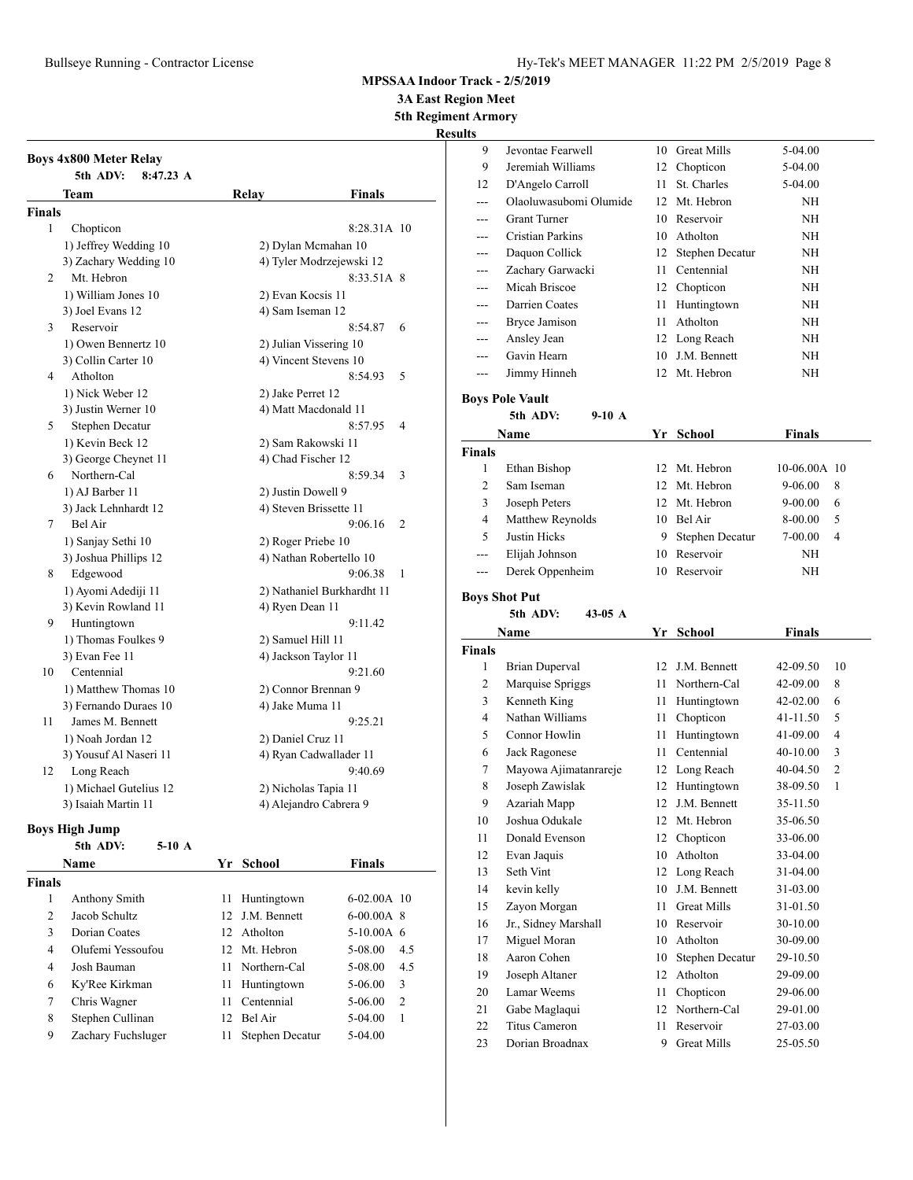# MPSSAA Indoor Track - 2/5/2019

## 3A East Region Meet

## 5th Regiment Armory

## Results

### Boys 4x800 Meter Relay

5th ADV: 8:47.23 A

| | Team | Relay | Finals | |
|---|---|---|---|---|
| **Finals** | | | | |
| 1 | Chopticon | | 8:28.31A | 10 |
| | 1) Jeffrey Wedding 10 | 2) Dylan Mcmahan 10 | | |
| | 3) Zachary Wedding 10 | 4) Tyler Modrzejewski 12 | | |
| 2 | Mt. Hebron | | 8:33.51A | 8 |
| | 1) William Jones 10 | 2) Evan Kocsis 11 | | |
| | 3) Joel Evans 12 | 4) Sam Iseman 12 | | |
| 3 | Reservoir | | 8:54.87 | 6 |
| | 1) Owen Bennertz 10 | 2) Julian Vissering 10 | | |
| | 3) Collin Carter 10 | 4) Vincent Stevens 10 | | |
| 4 | Atholton | | 8:54.93 | 5 |
| | 1) Nick Weber 12 | 2) Jake Perret 12 | | |
| | 3) Justin Werner 10 | 4) Matt Macdonald 11 | | |
| 5 | Stephen Decatur | | 8:57.95 | 4 |
| | 1) Kevin Beck 12 | 2) Sam Rakowski 11 | | |
| | 3) George Cheynet 11 | 4) Chad Fischer 12 | | |
| 6 | Northern-Cal | | 8:59.34 | 3 |
| | 1) AJ Barber 11 | 2) Justin Dowell 9 | | |
| | 3) Jack Lehnhardt 12 | 4) Steven Brissette 11 | | |
| 7 | Bel Air | | 9:06.16 | 2 |
| | 1) Sanjay Sethi 10 | 2) Roger Priebe 10 | | |
| | 3) Joshua Phillips 12 | 4) Nathan Robertello 10 | | |
| 8 | Edgewood | | 9:06.38 | 1 |
| | 1) Ayomi Adediji 11 | 2) Nathaniel Burkhardht 11 | | |
| | 3) Kevin Rowland 11 | 4) Ryen Dean 11 | | |
| 9 | Huntingtown | | 9:11.42 | |
| | 1) Thomas Foulkes 9 | 2) Samuel Hill 11 | | |
| | 3) Evan Fee 11 | 4) Jackson Taylor 11 | | |
| 10 | Centennial | | 9:21.60 | |
| | 1) Matthew Thomas 10 | 2) Connor Brennan 9 | | |
| | 3) Fernando Duraes 10 | 4) Jake Muma 11 | | |
| 11 | James M. Bennett | | 9:25.21 | |
| | 1) Noah Jordan 12 | 2) Daniel Cruz 11 | | |
| | 3) Yousuf Al Naseri 11 | 4) Ryan Cadwallader 11 | | |
| 12 | Long Reach | | 9:40.69 | |
| | 1) Michael Gutelius 12 | 2) Nicholas Tapia 11 | | |
| | 3) Isaiah Martin 11 | 4) Alejandro Cabrera 9 | | |

### Boys High Jump

5th ADV: 5-10 A

| | Name | Yr | School | Finals | |
|---|---|---|---|---|---|
| **Finals** | | | | | |
| 1 | Anthony Smith | 11 | Huntingtown | 6-02.00A | 10 |
| 2 | Jacob Schultz | 12 | J.M. Bennett | 6-00.00A | 8 |
| 3 | Dorian Coates | 12 | Atholton | 5-10.00A | 6 |
| 4 | Olufemi Yessoufou | 12 | Mt. Hebron | 5-08.00 | 4.5 |
| 4 | Josh Bauman | 11 | Northern-Cal | 5-08.00 | 4.5 |
| 6 | Ky'Ree Kirkman | 11 | Huntingtown | 5-06.00 | 3 |
| 7 | Chris Wagner | 11 | Centennial | 5-06.00 | 2 |
| 8 | Stephen Cullinan | 12 | Bel Air | 5-04.00 | 1 |
| 9 | Zachary Fuchsluger | 11 | Stephen Decatur | 5-04.00 | |
| 9 | Jevontae Fearwell | 10 | Great Mills | 5-04.00 | |
| 9 | Jeremiah Williams | 12 | Chopticon | 5-04.00 | |
| 12 | D'Angelo Carroll | 11 | St. Charles | 5-04.00 | |
| --- | Olaoluwasubomi Olumide | 12 | Mt. Hebron | NH | |
| --- | Grant Turner | 10 | Reservoir | NH | |
| --- | Cristian Parkins | 10 | Atholton | NH | |
| --- | Daquon Collick | 12 | Stephen Decatur | NH | |
| --- | Zachary Garwacki | 11 | Centennial | NH | |
| --- | Micah Briscoe | 12 | Chopticon | NH | |
| --- | Darrien Coates | 11 | Huntingtown | NH | |
| --- | Bryce Jamison | 11 | Atholton | NH | |
| --- | Ansley Jean | 12 | Long Reach | NH | |
| --- | Gavin Hearn | 10 | J.M. Bennett | NH | |
| --- | Jimmy Hinneh | 12 | Mt. Hebron | NH | |

### Boys Pole Vault

5th ADV: 9-10 A

| | Name | Yr | School | Finals | |
|---|---|---|---|---|---|
| **Finals** | | | | | |
| 1 | Ethan Bishop | 12 | Mt. Hebron | 10-06.00A | 10 |
| 2 | Sam Iseman | 12 | Mt. Hebron | 9-06.00 | 8 |
| 3 | Joseph Peters | 12 | Mt. Hebron | 9-00.00 | 6 |
| 4 | Matthew Reynolds | 10 | Bel Air | 8-00.00 | 5 |
| 5 | Justin Hicks | 9 | Stephen Decatur | 7-00.00 | 4 |
| --- | Elijah Johnson | 10 | Reservoir | NH | |
| --- | Derek Oppenheim | 10 | Reservoir | NH | |

### Boys Shot Put

5th ADV: 43-05 A

| | Name | Yr | School | Finals | |
|---|---|---|---|---|---|
| **Finals** | | | | | |
| 1 | Brian Duperval | 12 | J.M. Bennett | 42-09.50 | 10 |
| 2 | Marquise Spriggs | 11 | Northern-Cal | 42-09.00 | 8 |
| 3 | Kenneth King | 11 | Huntingtown | 42-02.00 | 6 |
| 4 | Nathan Williams | 11 | Chopticon | 41-11.50 | 5 |
| 5 | Connor Howlin | 11 | Huntingtown | 41-09.00 | 4 |
| 6 | Jack Ragonese | 11 | Centennial | 40-10.00 | 3 |
| 7 | Mayowa Ajimatanrareje | 12 | Long Reach | 40-04.50 | 2 |
| 8 | Joseph Zawislak | 12 | Huntingtown | 38-09.50 | 1 |
| 9 | Azariah Mapp | 12 | J.M. Bennett | 35-11.50 | |
| 10 | Joshua Odukale | 12 | Mt. Hebron | 35-06.50 | |
| 11 | Donald Evenson | 12 | Chopticon | 33-06.00 | |
| 12 | Evan Jaquis | 10 | Atholton | 33-04.00 | |
| 13 | Seth Vint | 12 | Long Reach | 31-04.00 | |
| 14 | kevin kelly | 10 | J.M. Bennett | 31-03.00 | |
| 15 | Zayon Morgan | 11 | Great Mills | 31-01.50 | |
| 16 | Jr., Sidney Marshall | 10 | Reservoir | 30-10.00 | |
| 17 | Miguel Moran | 10 | Atholton | 30-09.00 | |
| 18 | Aaron Cohen | 10 | Stephen Decatur | 29-10.50 | |
| 19 | Joseph Altaner | 12 | Atholton | 29-09.00 | |
| 20 | Lamar Weems | 11 | Chopticon | 29-06.00 | |
| 21 | Gabe Maglaqui | 12 | Northern-Cal | 29-01.00 | |
| 22 | Titus Cameron | 11 | Reservoir | 27-03.00 | |
| 23 | Dorian Broadnax | 9 | Great Mills | 25-05.50 | |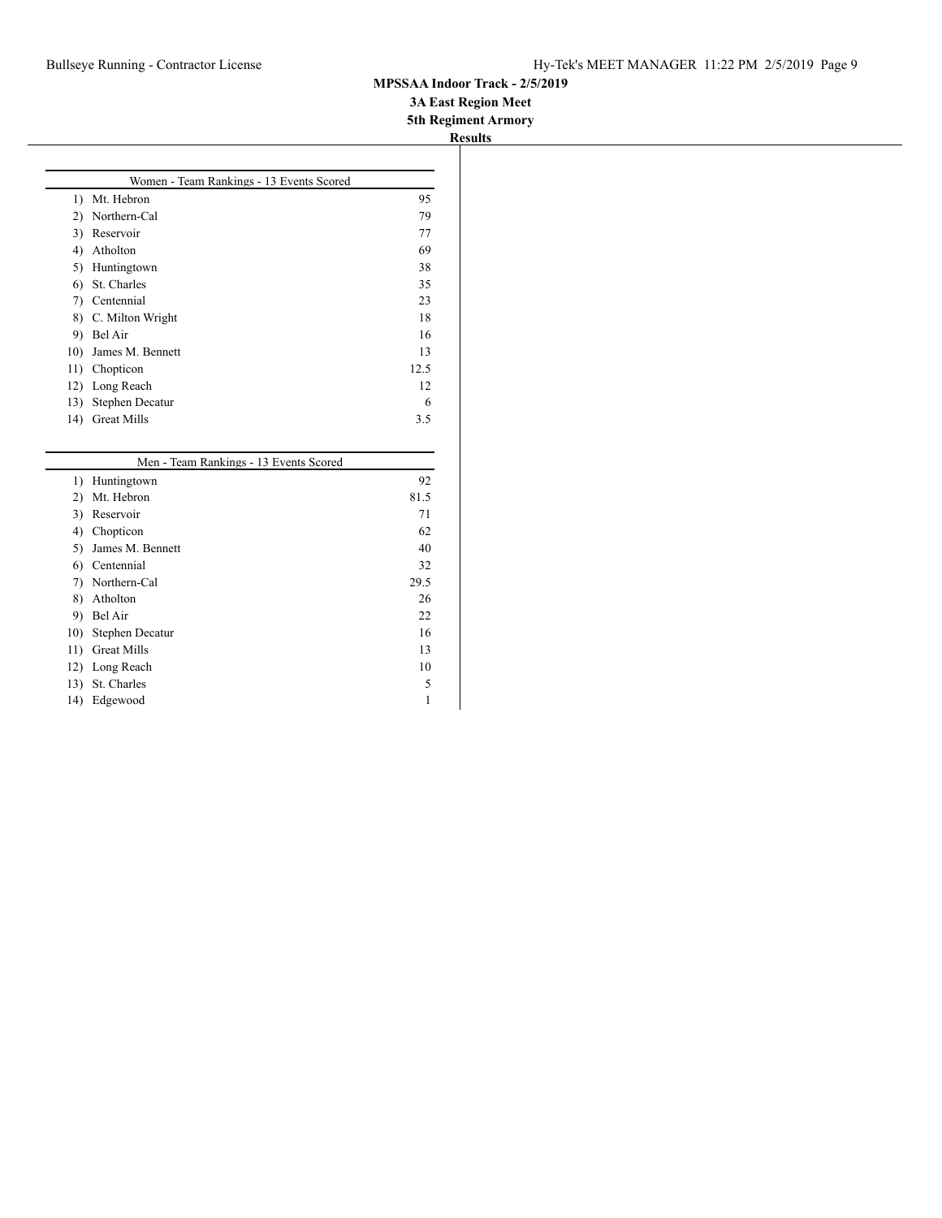**MPSSAA Indoor Track - 2/5/2019**

**3A East Region Meet**

**5th Regiment Armory**

**Results**

| Women - Team Rankings - 13 Events Scored | | |
|---|---|---|
| 1) | Mt. Hebron | 95 |
| 2) | Northern-Cal | 79 |
| 3) | Reservoir | 77 |
| 4) | Atholton | 69 |
| 5) | Huntingtown | 38 |
| 6) | St. Charles | 35 |
| 7) | Centennial | 23 |
| 8) | C. Milton Wright | 18 |
| 9) | Bel Air | 16 |
| 10) | James M. Bennett | 13 |
| 11) | Chopticon | 12.5 |
| 12) | Long Reach | 12 |
| 13) | Stephen Decatur | 6 |
| 14) | Great Mills | 3.5 |

| Men - Team Rankings - 13 Events Scored | | |
|---|---|---|
| 1) | Huntingtown | 92 |
| 2) | Mt. Hebron | 81.5 |
| 3) | Reservoir | 71 |
| 4) | Chopticon | 62 |
| 5) | James M. Bennett | 40 |
| 6) | Centennial | 32 |
| 7) | Northern-Cal | 29.5 |
| 8) | Atholton | 26 |
| 9) | Bel Air | 22 |
| 10) | Stephen Decatur | 16 |
| 11) | Great Mills | 13 |
| 12) | Long Reach | 10 |
| 13) | St. Charles | 5 |
| 14) | Edgewood | 1 |